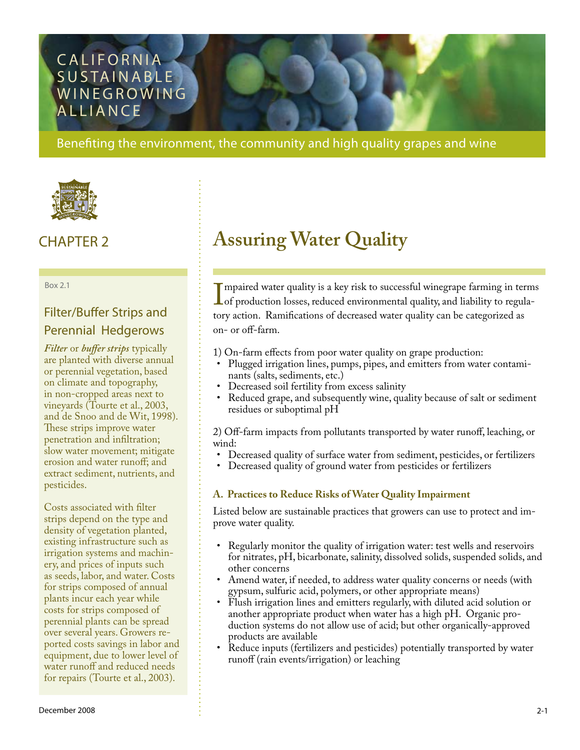CALIFORNIA SUSTAINABLE WINEGROWING ALLIANCE

Benefiting the environment, the community and high quality grapes and wine

CHAPTER 2

# Assuring Water Quality

Impaired water quality is a key risk to successful winegrape farming in terms of production losses, reduced environmental quality, and liability to regulatory action. Ramifications of decreased water quality can be categorized as on- or off-farm.

1) On-farm effects from poor water quality on grape production:

- Plugged irrigation lines, pumps, pipes, and emitters from water contaminants (salts, sediments, etc.)
- Decreased soil fertility from excess salinity
- Reduced grape, and subsequently wine, quality because of salt or sediment residues or suboptimal pH

2) Off-farm impacts from pollutants transported by water runoff, leaching, or wind:

- Decreased quality of surface water from sediment, pesticides, or fertilizers
- Decreased quality of ground water from pesticides or fertilizers

### A. Practices to Reduce Risks of Water Quality Impairment

Listed below are sustainable practices that growers can use to protect and improve water quality.

- Regularly monitor the quality of irrigation water: test wells and reservoirs for nitrates, pH, bicarbonate, salinity, dissolved solids, suspended solids, and other concerns
- Amend water, if needed, to address water quality concerns or needs (with gypsum, sulfuric acid, polymers, or other appropriate means)
- Flush irrigation lines and emitters regularly, with diluted acid solution or another appropriate product when water has a high pH. Organic production systems do not allow use of acid; but other organically-approved products are available
- Reduce inputs (fertilizers and pesticides) potentially transported by water runoff (rain events/irrigation) or leaching

---

Box 2.1

### Filter/Buffer Strips and Perennial Hedgerows

***Filter*** or ***buffer strips*** typically are planted with diverse annual or perennial vegetation, based on climate and topography, in non-cropped areas next to vineyards (Tourte et al., 2003, and de Snoo and de Wit, 1998). These strips improve water penetration and infiltration; slow water movement; mitigate erosion and water runoff; and extract sediment, nutrients, and pesticides.

Costs associated with filter strips depend on the type and density of vegetation planted, existing infrastructure such as irrigation systems and machinery, and prices of inputs such as seeds, labor, and water. Costs for strips composed of annual plants incur each year while costs for strips composed of perennial plants can be spread over several years. Growers reported costs savings in labor and equipment, due to lower level of water runoff and reduced needs for repairs (Tourte et al., 2003).

December 2008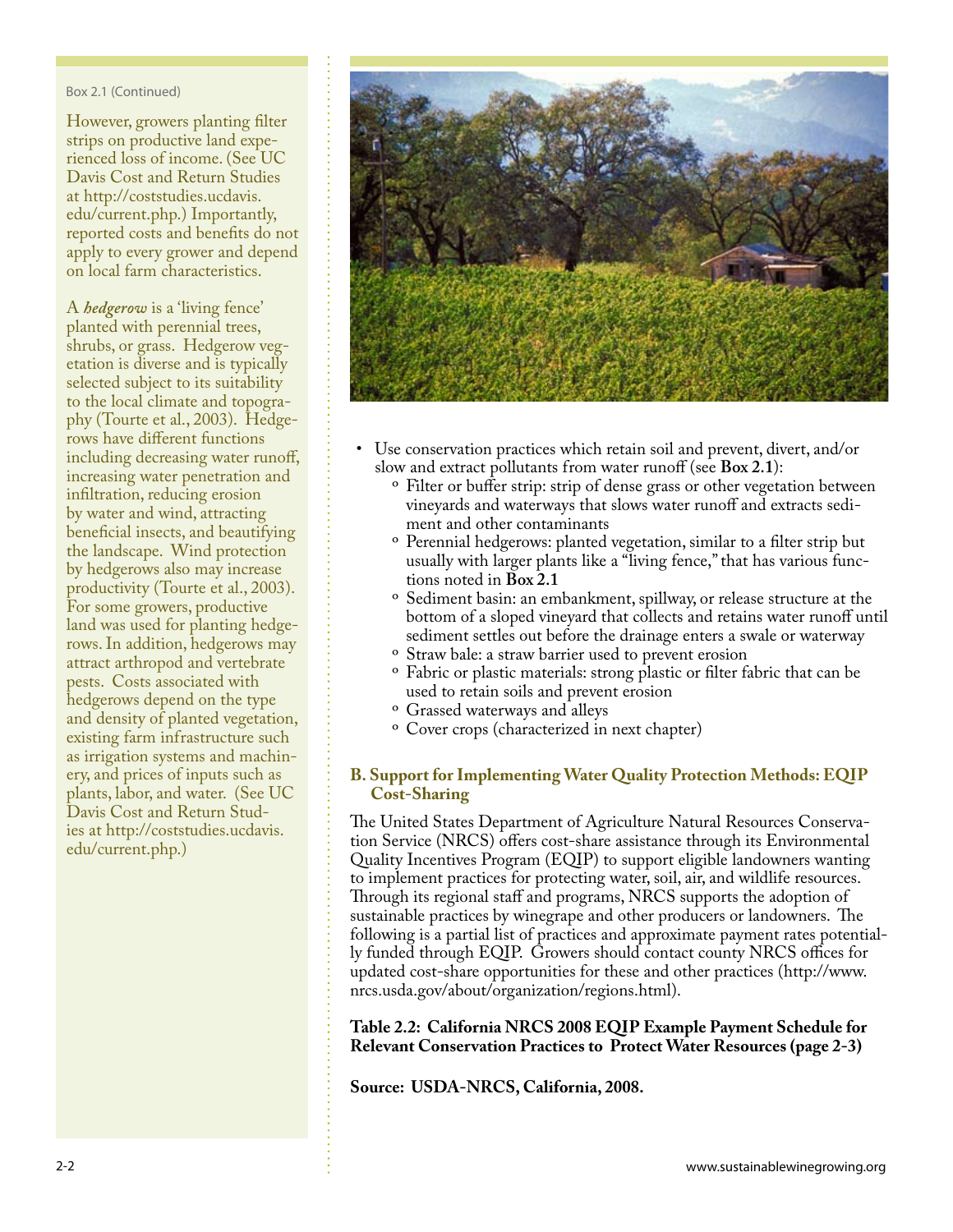Box 2.1 (Continued)

However, growers planting filter strips on productive land experienced loss of income. (See UC Davis Cost and Return Studies at http://coststudies.ucdavis.edu/current.php.) Importantly, reported costs and benefits do not apply to every grower and depend on local farm characteristics.

A ***hedgerow*** is a 'living fence' planted with perennial trees, shrubs, or grass. Hedgerow vegetation is diverse and is typically selected subject to its suitability to the local climate and topography (Tourte et al., 2003). Hedgerows have different functions including decreasing water runoff, increasing water penetration and infiltration, reducing erosion by water and wind, attracting beneficial insects, and beautifying the landscape. Wind protection by hedgerows also may increase productivity (Tourte et al., 2003). For some growers, productive land was used for planting hedgerows. In addition, hedgerows may attract arthropod and vertebrate pests. Costs associated with hedgerows depend on the type and density of planted vegetation, existing farm infrastructure such as irrigation systems and machinery, and prices of inputs such as plants, labor, and water. (See UC Davis Cost and Return Studies at http://coststudies.ucdavis.edu/current.php.)

- Use conservation practices which retain soil and prevent, divert, and/or slow and extract pollutants from water runoff (see **Box 2.1**):
  - Filter or buffer strip: strip of dense grass or other vegetation between vineyards and waterways that slows water runoff and extracts sediment and other contaminants
  - Perennial hedgerows: planted vegetation, similar to a filter strip but usually with larger plants like a "living fence," that has various functions noted in **Box 2.1**
  - Sediment basin: an embankment, spillway, or release structure at the bottom of a sloped vineyard that collects and retains water runoff until sediment settles out before the drainage enters a swale or waterway
  - Straw bale: a straw barrier used to prevent erosion
  - Fabric or plastic materials: strong plastic or filter fabric that can be used to retain soils and prevent erosion
  - Grassed waterways and alleys
  - Cover crops (characterized in next chapter)

### B. Support for Implementing Water Quality Protection Methods: EQIP Cost-Sharing

The United States Department of Agriculture Natural Resources Conservation Service (NRCS) offers cost-share assistance through its Environmental Quality Incentives Program (EQIP) to support eligible landowners wanting to implement practices for protecting water, soil, air, and wildlife resources. Through its regional staff and programs, NRCS supports the adoption of sustainable practices by winegrape and other producers or landowners. The following is a partial list of practices and approximate payment rates potentially funded through EQIP. Growers should contact county NRCS offices for updated cost-share opportunities for these and other practices (http://www.nrcs.usda.gov/about/organization/regions.html).

**Table 2.2: California NRCS 2008 EQIP Example Payment Schedule for Relevant Conservation Practices to Protect Water Resources (page 2-3)**

**Source: USDA-NRCS, California, 2008.**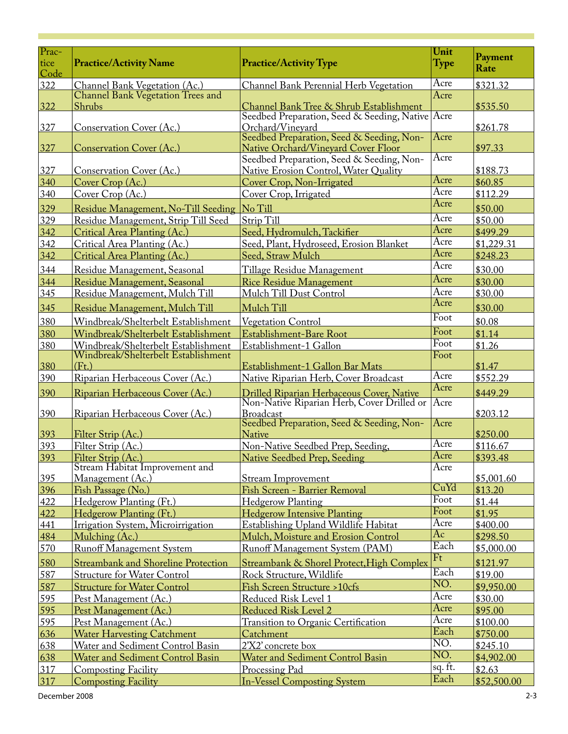| Practice Code | Practice/Activity Name | Practice/Activity Type | Unit Type | Payment Rate |
|---|---|---|---|---|
| 322 | Channel Bank Vegetation (Ac.) | Channel Bank Perennial Herb Vegetation | Acre | $321.32 |
| 322 | Channel Bank Vegetation Trees and Shrubs | Channel Bank Tree & Shrub Establishment | Acre | $535.50 |
| 327 | Conservation Cover (Ac.) | Seedbed Preparation, Seed & Seeding, Native Orchard/Vineyard | Acre | $261.78 |
| 327 | Conservation Cover (Ac.) | Seedbed Preparation, Seed & Seeding, Non-Native Orchard/Vineyard Cover Floor | Acre | $97.33 |
| 327 | Conservation Cover (Ac.) | Seedbed Preparation, Seed & Seeding, Non-Native Erosion Control, Water Quality | Acre | $188.73 |
| 340 | Cover Crop (Ac.) | Cover Crop, Non-Irrigated | Acre | $60.85 |
| 340 | Cover Crop (Ac.) | Cover Crop, Irrigated | Acre | $112.29 |
| 329 | Residue Management, No-Till Seeding | No Till | Acre | $50.00 |
| 329 | Residue Management, Strip Till Seed | Strip Till | Acre | $50.00 |
| 342 | Critical Area Planting (Ac.) | Seed, Hydromulch, Tackifier | Acre | $499.29 |
| 342 | Critical Area Planting (Ac.) | Seed, Plant, Hydroseed, Erosion Blanket | Acre | $1,229.31 |
| 342 | Critical Area Planting (Ac.) | Seed, Straw Mulch | Acre | $248.23 |
| 344 | Residue Management, Seasonal | Tillage Residue Management | Acre | $30.00 |
| 344 | Residue Management, Seasonal | Rice Residue Management | Acre | $30.00 |
| 345 | Residue Management, Mulch Till | Mulch Till Dust Control | Acre | $30.00 |
| 345 | Residue Management, Mulch Till | Mulch Till | Acre | $30.00 |
| 380 | Windbreak/Shelterbelt Establishment | Vegetation Control | Foot | $0.08 |
| 380 | Windbreak/Shelterbelt Establishment | Establishment-Bare Root | Foot | $1.14 |
| 380 | Windbreak/Shelterbelt Establishment | Establishment-1 Gallon | Foot | $1.26 |
| 380 | Windbreak/Shelterbelt Establishment (Ft.) | Establishment-1 Gallon Bar Mats | Foot | $1.47 |
| 390 | Riparian Herbaceous Cover (Ac.) | Native Riparian Herb, Cover Broadcast | Acre | $552.29 |
| 390 | Riparian Herbaceous Cover (Ac.) | Drilled Riparian Herbaceous Cover, Native | Acre | $449.29 |
| 390 | Riparian Herbaceous Cover (Ac.) | Non-Native Riparian Herb, Cover Drilled or Broadcast | Acre | $203.12 |
| 393 | Filter Strip (Ac.) | Seedbed Preparation, Seed & Seeding, Non-Native | Acre | $250.00 |
| 393 | Filter Strip (Ac.) | Non-Native Seedbed Prep, Seeding, | Acre | $116.67 |
| 393 | Filter Strip (Ac.) | Native Seedbed Prep, Seeding | Acre | $393.48 |
| 395 | Stream Habitat Improvement and Management (Ac.) | Stream Improvement | Acre | $5,001.60 |
| 396 | Fish Passage (No.) | Fish Screen - Barrier Removal | CuYd | $13.20 |
| 422 | Hedgerow Planting (Ft.) | Hedgerow Planting | Foot | $1.44 |
| 422 | Hedgerow Planting (Ft.) | Hedgerow Intensive Planting | Foot | $1.95 |
| 441 | Irrigation System, Microirrigation | Establishing Upland Wildlife Habitat | Acre | $400.00 |
| 484 | Mulching (Ac.) | Mulch, Moisture and Erosion Control | Ac | $298.50 |
| 570 | Runoff Management System | Runoff Management System (PAM) | Each | $5,000.00 |
| 580 | Streambank and Shoreline Protection | Streambank & Shorel Protect,High Complex | Ft | $121.97 |
| 587 | Structure for Water Control | Rock Structure, Wildlife | Each | $19.00 |
| 587 | Structure for Water Control | Fish Screen Structure >10cfs | NO. | $9,950.00 |
| 595 | Pest Management (Ac.) | Reduced Risk Level 1 | Acre | $30.00 |
| 595 | Pest Management (Ac.) | Reduced Risk Level 2 | Acre | $95.00 |
| 595 | Pest Management (Ac.) | Transition to Organic Certification | Acre | $100.00 |
| 636 | Water Harvesting Catchment | Catchment | Each | $750.00 |
| 638 | Water and Sediment Control Basin | 2'X2' concrete box | NO. | $245.10 |
| 638 | Water and Sediment Control Basin | Water and Sediment Control Basin | NO. | $4,902.00 |
| 317 | Composting Facility | Processing Pad | sq. ft. | $2.63 |
| 317 | Composting Facility | In-Vessel Composting System | Each | $52,500.00 |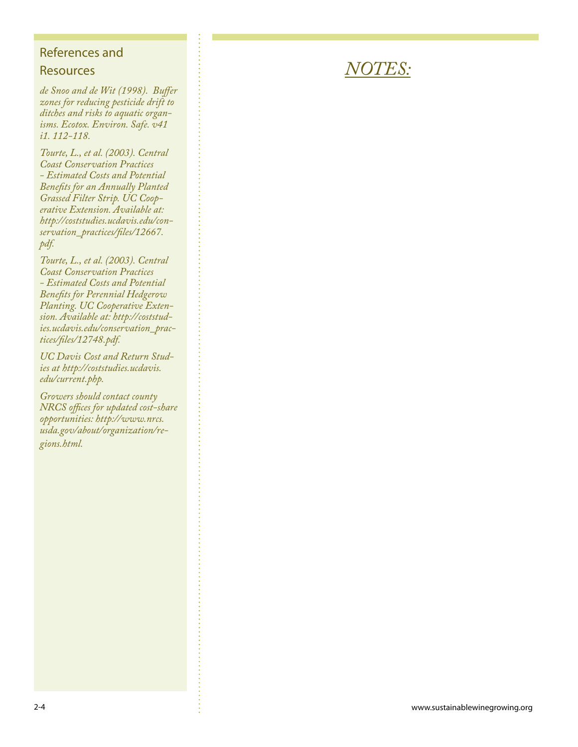## References and Resources

*de Snoo and de Wit (1998). Buffer zones for reducing pesticide drift to ditches and risks to aquatic organisms. Ecotox. Environ. Safe. v41 i1. 112-118.*

*Tourte, L., et al. (2003). Central Coast Conservation Practices - Estimated Costs and Potential Benefits for an Annually Planted Grassed Filter Strip. UC Cooperative Extension. Available at: http://coststudies.ucdavis.edu/conservation_practices/files/12667.pdf.*

*Tourte, L., et al. (2003). Central Coast Conservation Practices - Estimated Costs and Potential Benefits for Perennial Hedgerow Planting. UC Cooperative Extension. Available at: http://coststudies.ucdavis.edu/conservation_practices/files/12748.pdf.*

*UC Davis Cost and Return Studies at http://coststudies.ucdavis.edu/current.php.*

*Growers should contact county NRCS offices for updated cost-share opportunities: http://www.nrcs.usda.gov/about/organization/regions.html.*

## *NOTES:*